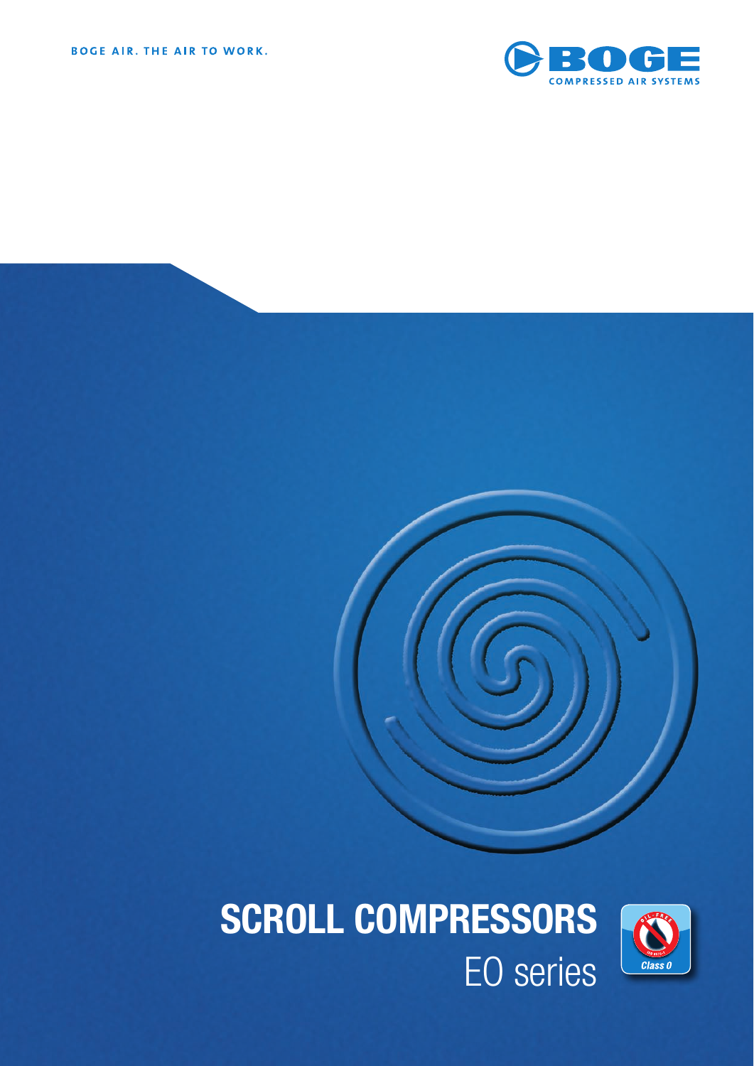BOGE AIR. THE AIR TO WORK.

BOGE COMPRESSED AIR SYSTEMS

# SCROLL COMPRESSORS

## EO series

OIL-FREE ISO 8573-1 Class 0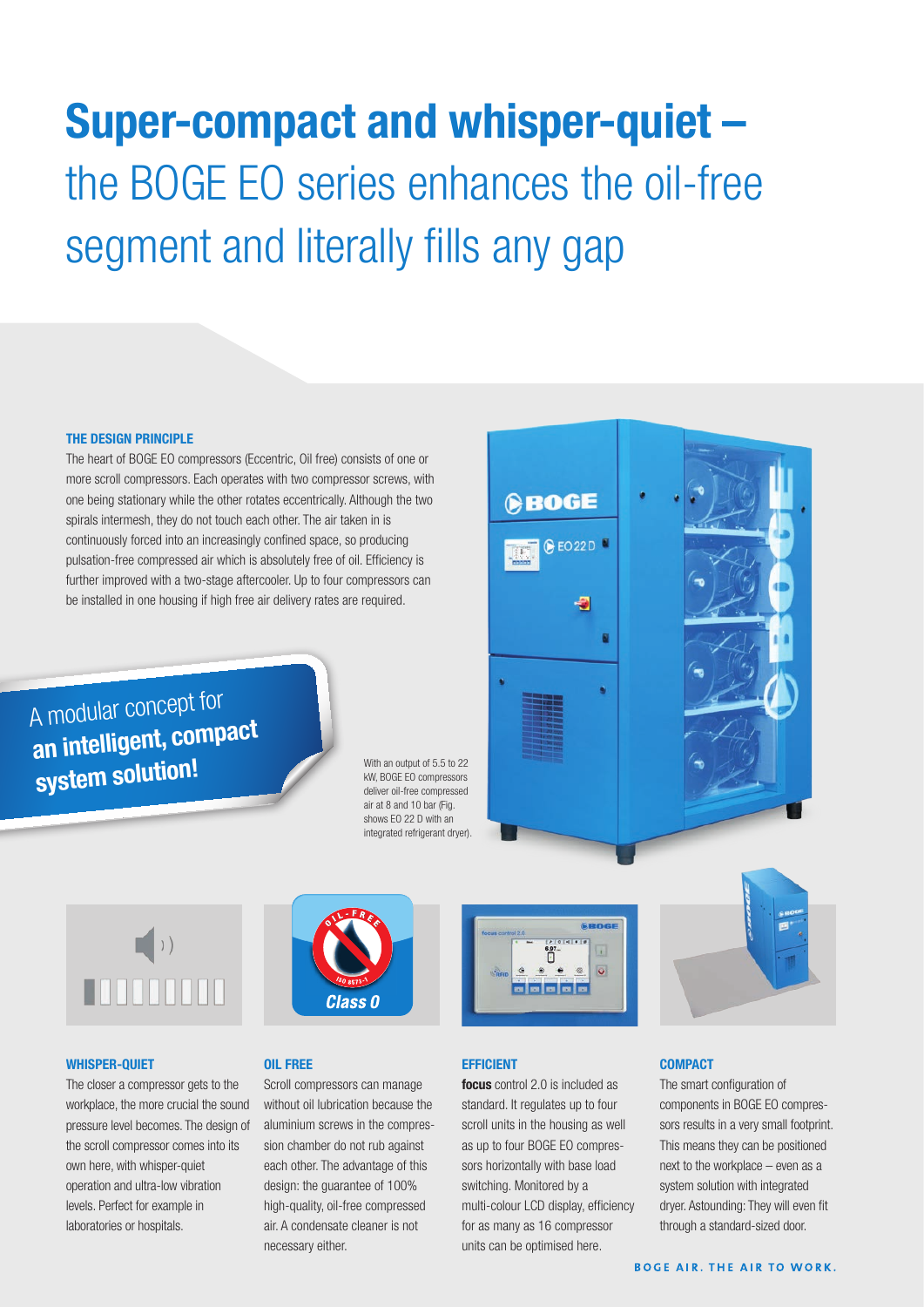# Super-compact and whisper-quiet – the BOGE EO series enhances the oil-free segment and literally fills any gap

### THE DESIGN PRINCIPLE

The heart of BOGE EO compressors (Eccentric, Oil free) consists of one or more scroll compressors. Each operates with two compressor screws, with one being stationary while the other rotates eccentrically. Although the two spirals intermesh, they do not touch each other. The air taken in is continuously forced into an increasingly confined space, so producing pulsation-free compressed air which is absolutely free of oil. Efficiency is further improved with a two-stage aftercooler. Up to four compressors can be installed in one housing if high free air delivery rates are required.

A modular concept for **an intelligent, compact system solution!**

With an output of 5.5 to 22 kW, BOGE EO compressors deliver oil-free compressed air at 8 and 10 bar (Fig. shows EO 22 D with an integrated refrigerant dryer).

### WHISPER-QUIET

The closer a compressor gets to the workplace, the more crucial the sound pressure level becomes. The design of the scroll compressor comes into its own here, with whisper-quiet operation and ultra-low vibration levels. Perfect for example in laboratories or hospitals.

### OIL FREE

Scroll compressors can manage without oil lubrication because the aluminium screws in the compression chamber do not rub against each other. The advantage of this design: the guarantee of 100% high-quality, oil-free compressed air. A condensate cleaner is not necessary either.

### EFFICIENT

**focus** control 2.0 is included as standard. It regulates up to four scroll units in the housing as well as up to four BOGE EO compressors horizontally with base load switching. Monitored by a multi-colour LCD display, efficiency for as many as 16 compressor units can be optimised here.

### COMPACT

The smart configuration of components in BOGE EO compressors results in a very small footprint. This means they can be positioned next to the workplace – even as a system solution with integrated dryer. Astounding: They will even fit through a standard-sized door.

BOGE AIR. THE AIR TO WORK.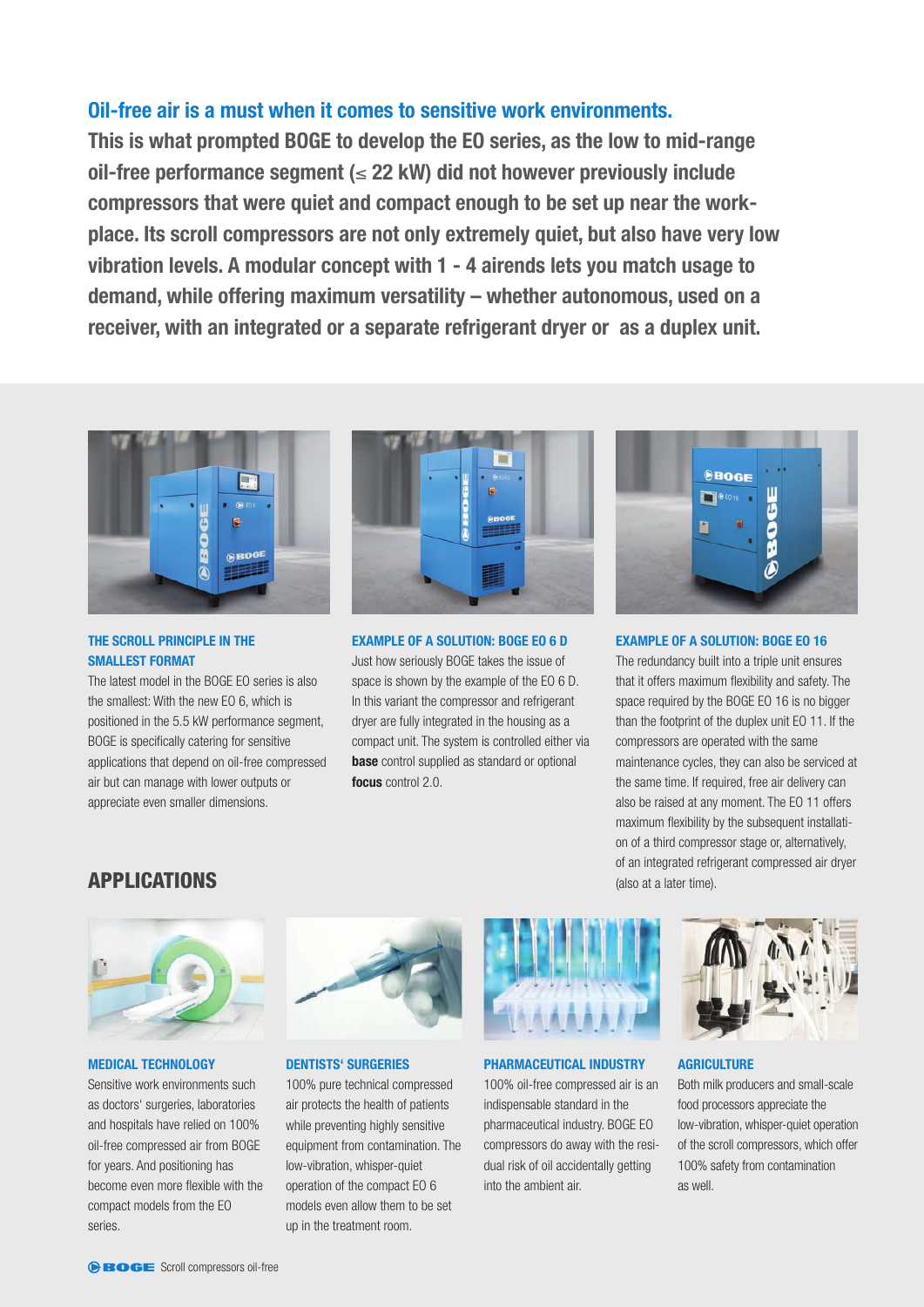**Oil-free air is a must when it comes to sensitive work environments.**

**This is what prompted BOGE to develop the EO series, as the low to mid-range oil-free performance segment (≤ 22 kW) did not however previously include compressors that were quiet and compact enough to be set up near the work-place. Its scroll compressors are not only extremely quiet, but also have very low vibration levels. A modular concept with 1 - 4 airends lets you match usage to demand, while offering maximum versatility – whether autonomous, used on a receiver, with an integrated or a separate refrigerant dryer or as a duplex unit.**

### THE SCROLL PRINCIPLE IN THE SMALLEST FORMAT

The latest model in the BOGE EO series is also the smallest: With the new EO 6, which is positioned in the 5.5 kW performance segment, BOGE is specifically catering for sensitive applications that depend on oil-free compressed air but can manage with lower outputs or appreciate even smaller dimensions.

### EXAMPLE OF A SOLUTION: BOGE EO 6 D

Just how seriously BOGE takes the issue of space is shown by the example of the EO 6 D. In this variant the compressor and refrigerant dryer are fully integrated in the housing as a compact unit. The system is controlled either via **base** control supplied as standard or optional **focus** control 2.0.

### EXAMPLE OF A SOLUTION: BOGE EO 16

The redundancy built into a triple unit ensures that it offers maximum flexibility and safety. The space required by the BOGE EO 16 is no bigger than the footprint of the duplex unit EO 11. If the compressors are operated with the same maintenance cycles, they can also be serviced at the same time. If required, free air delivery can also be raised at any moment. The EO 11 offers maximum flexibility by the subsequent installation of a third compressor stage or, alternatively, of an integrated refrigerant compressed air dryer (also at a later time).

## APPLICATIONS

### MEDICAL TECHNOLOGY

Sensitive work environments such as doctors' surgeries, laboratories and hospitals have relied on 100% oil-free compressed air from BOGE for years. And positioning has become even more flexible with the compact models from the EO series.

### DENTISTS' SURGERIES

100% pure technical compressed air protects the health of patients while preventing highly sensitive equipment from contamination. The low-vibration, whisper-quiet operation of the compact EO 6 models even allow them to be set up in the treatment room.

### PHARMACEUTICAL INDUSTRY

100% oil-free compressed air is an indispensable standard in the pharmaceutical industry. BOGE EO compressors do away with the residual risk of oil accidentally getting into the ambient air.

### AGRICULTURE

Both milk producers and small-scale food processors appreciate the low-vibration, whisper-quiet operation of the scroll compressors, which offer 100% safety from contamination as well.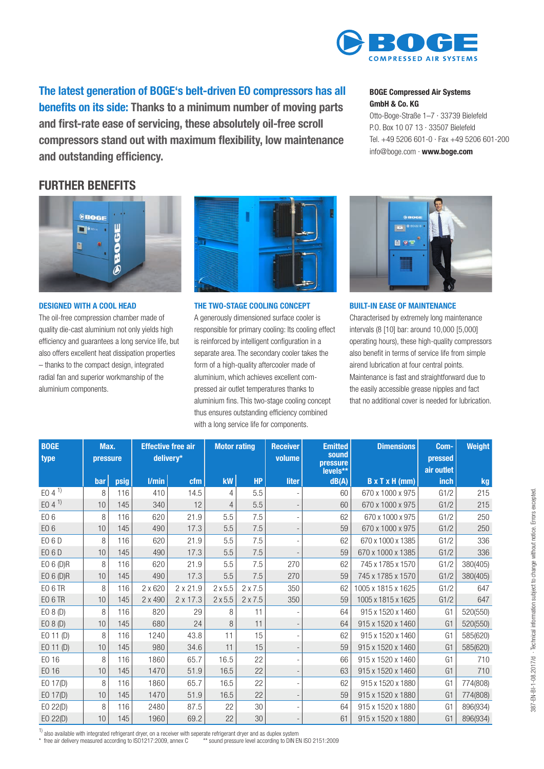**The latest generation of BOGE's belt-driven EO compressors has all benefits on its side: Thanks to a minimum number of moving parts and first-rate ease of servicing, these absolutely oil-free scroll compressors stand out with maximum flexibility, low maintenance and outstanding efficiency.**

**BOGE Compressed Air Systems GmbH & Co. KG**
Otto-Boge-Straße 1–7 · 33739 Bielefeld
P.O. Box 10 07 13 · 33507 Bielefeld
Tel. +49 5206 601-0 · Fax +49 5206 601-200
info@boge.com · **www.boge.com**

## FURTHER BENEFITS

### DESIGNED WITH A COOL HEAD

The oil-free compression chamber made of quality die-cast aluminium not only yields high efficiency and guarantees a long service life, but also offers excellent heat dissipation properties – thanks to the compact design, integrated radial fan and superior workmanship of the aluminium components.

### THE TWO-STAGE COOLING CONCEPT

A generously dimensioned surface cooler is responsible for primary cooling: Its cooling effect is reinforced by intelligent configuration in a separate area. The secondary cooler takes the form of a high-quality aftercooler made of aluminium, which achieves excellent compressed air outlet temperatures thanks to aluminium fins. This two-stage cooling concept thus ensures outstanding efficiency combined with a long service life for components.

### BUILT-IN EASE OF MAINTENANCE

Characterised by extremely long maintenance intervals (8 [10] bar: around 10,000 [5,000] operating hours), these high-quality compressors also benefit in terms of service life from simple airend lubrication at four central points. Maintenance is fast and straightforward due to the easily accessible grease nipples and fact that no additional cover is needed for lubrication.

| BOGE type | Max. pressure | | Effective free air delivery* | | Motor rating | | Receiver volume | Emitted sound pressure levels** | Dimensions | Compressed air outlet | Weight |
|---|---|---|---|---|---|---|---|---|---|---|---|
| | bar | psig | l/min | cfm | kW | HP | liter | dB(A) | B x T x H (mm) | inch | kg |
| EO 4 [1] | 8 | 116 | 410 | 14.5 | 4 | 5.5 | - | 60 | 670 x 1000 x 975 | G1/2 | 215 |
| EO 4 [1] | 10 | 145 | 340 | 12 | 4 | 5.5 | - | 60 | 670 x 1000 x 975 | G1/2 | 215 |
| EO 6 | 8 | 116 | 620 | 21.9 | 5.5 | 7.5 | - | 62 | 670 x 1000 x 975 | G1/2 | 250 |
| EO 6 | 10 | 145 | 490 | 17.3 | 5.5 | 7.5 | - | 59 | 670 x 1000 x 975 | G1/2 | 250 |
| EO 6 D | 8 | 116 | 620 | 21.9 | 5.5 | 7.5 | - | 62 | 670 x 1000 x 1385 | G1/2 | 336 |
| EO 6 D | 10 | 145 | 490 | 17.3 | 5.5 | 7.5 | - | 59 | 670 x 1000 x 1385 | G1/2 | 336 |
| EO 6 (D)R | 8 | 116 | 620 | 21.9 | 5.5 | 7.5 | 270 | 62 | 745 x 1785 x 1570 | G1/2 | 380(405) |
| EO 6 (D)R | 10 | 145 | 490 | 17.3 | 5.5 | 7.5 | 270 | 59 | 745 x 1785 x 1570 | G1/2 | 380(405) |
| EO 6 TR | 8 | 116 | 2 x 620 | 2 x 21.9 | 2 x 5.5 | 2 x 7.5 | 350 | 62 | 1005 x 1815 x 1625 | G1/2 | 647 |
| EO 6 TR | 10 | 145 | 2 x 490 | 2 x 17.3 | 2 x 5.5 | 2 x 7.5 | 350 | 59 | 1005 x 1815 x 1625 | G1/2 | 647 |
| EO 8 (D) | 8 | 116 | 820 | 29 | 8 | 11 | - | 64 | 915 x 1520 x 1460 | G1 | 520(550) |
| EO 8 (D) | 10 | 145 | 680 | 24 | 8 | 11 | - | 64 | 915 x 1520 x 1460 | G1 | 520(550) |
| EO 11 (D) | 8 | 116 | 1240 | 43.8 | 11 | 15 | - | 62 | 915 x 1520 x 1460 | G1 | 585(620) |
| EO 11 (D) | 10 | 145 | 980 | 34.6 | 11 | 15 | - | 59 | 915 x 1520 x 1460 | G1 | 585(620) |
| EO 16 | 8 | 116 | 1860 | 65.7 | 16.5 | 22 | - | 66 | 915 x 1520 x 1460 | G1 | 710 |
| EO 16 | 10 | 145 | 1470 | 51.9 | 16.5 | 22 | - | 63 | 915 x 1520 x 1460 | G1 | 710 |
| EO 17(D) | 8 | 116 | 1860 | 65.7 | 16.5 | 22 | - | 62 | 915 x 1520 x 1880 | G1 | 774(808) |
| EO 17(D) | 10 | 145 | 1470 | 51.9 | 16.5 | 22 | - | 59 | 915 x 1520 x 1880 | G1 | 774(808) |
| EO 22(D) | 8 | 116 | 2480 | 87.5 | 22 | 30 | - | 64 | 915 x 1520 x 1880 | G1 | 896(934) |
| EO 22(D) | 10 | 145 | 1960 | 69.2 | 22 | 30 | - | 61 | 915 x 1520 x 1880 | G1 | 896(934) |

[1] also available with integrated refrigerant dryer, on a receiver with seperate refrigerant dryer and as duplex system

\* free air delivery measured according to ISO1217:2009, annex C    ** sound pressure level according to DIN EN ISO 2151:2009

387-EN-BI-1-08.2017/d · Technical information subject to change without notice. Errors excepted.